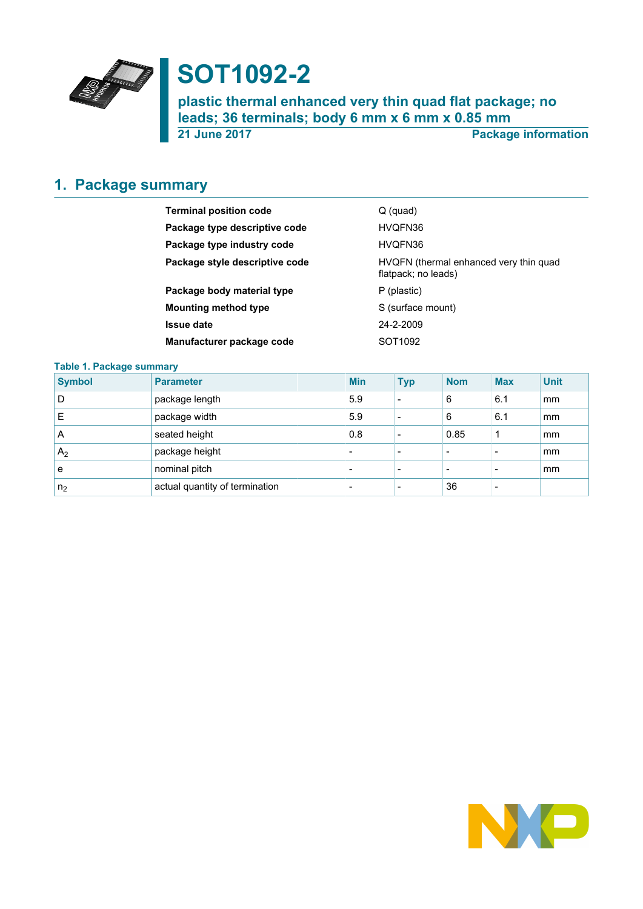# SOT1092-2

**plastic thermal enhanced very thin quad flat package; no leads; 36 terminals; body 6 mm x 6 mm x 0.85 mm**

**21 June 2017** **Package information**

## 1. Package summary

| | |
|---|---|
| **Terminal position code** | Q (quad) |
| **Package type descriptive code** | HVQFN36 |
| **Package type industry code** | HVQFN36 |
| **Package style descriptive code** | HVQFN (thermal enhanced very thin quad flatpack; no leads) |
| **Package body material type** | P (plastic) |
| **Mounting method type** | S (surface mount) |
| **Issue date** | 24-2-2009 |
| **Manufacturer package code** | SOT1092 |

**Table 1. Package summary**

| Symbol | Parameter | Min | Typ | Nom | Max | Unit |
|---|---|---|---|---|---|---|
| D | package length | 5.9 | - | 6 | 6.1 | mm |
| E | package width | 5.9 | - | 6 | 6.1 | mm |
| A | seated height | 0.8 | - | 0.85 | 1 | mm |
| $A_2$ | package height | - | - | - | - | mm |
| e | nominal pitch | - | - | - | - | mm |
| $n_2$ | actual quantity of termination | - | - | 36 | - | |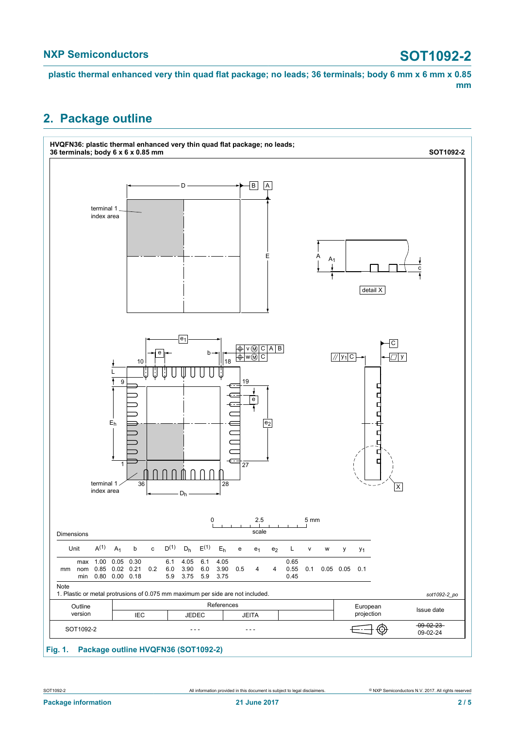## 2. Package outline

**HVQFN36: plastic thermal enhanced very thin quad flat package; no leads; 36 terminals; body 6 x 6 x 0.85 mm** **SOT1092-2**

Dimensions

| Unit | | $A^{(1)}$ | $A_1$ | b | c | $D^{(1)}$ | $D_h$ | $E^{(1)}$ | $E_h$ | e | $e_1$ | $e_2$ | L | v | w | y | $y_1$ |
|---|---|---|---|---|---|---|---|---|---|---|---|---|---|---|---|---|---|
| mm | max | 1.00 | 0.05 | 0.30 | | 6.1 | 4.05 | 6.1 | 4.05 | | | | 0.65 | | | | |
| | nom | 0.85 | 0.02 | 0.21 | 0.2 | 6.0 | 3.90 | 6.0 | 3.90 | 0.5 | 4 | 4 | 0.55 | 0.1 | 0.05 | 0.05 | 0.1 |
| | min | 0.80 | 0.00 | 0.18 | | 5.9 | 3.75 | 5.9 | 3.75 | | | | 0.45 | | | | |

Note
1. Plastic or metal protrusions of 0.075 mm maximum per side are not included.

sot1092-2_po

| Outline version | References | | | | European projection | Issue date |
|---|---|---|---|---|---|---|
| | IEC | JEDEC | JEITA | | | |
| SOT1092-2 | | - - - | - - - | | | ~~09-02-23~~ 09-02-24 |

**Fig. 1. Package outline HVQFN36 (SOT1092-2)**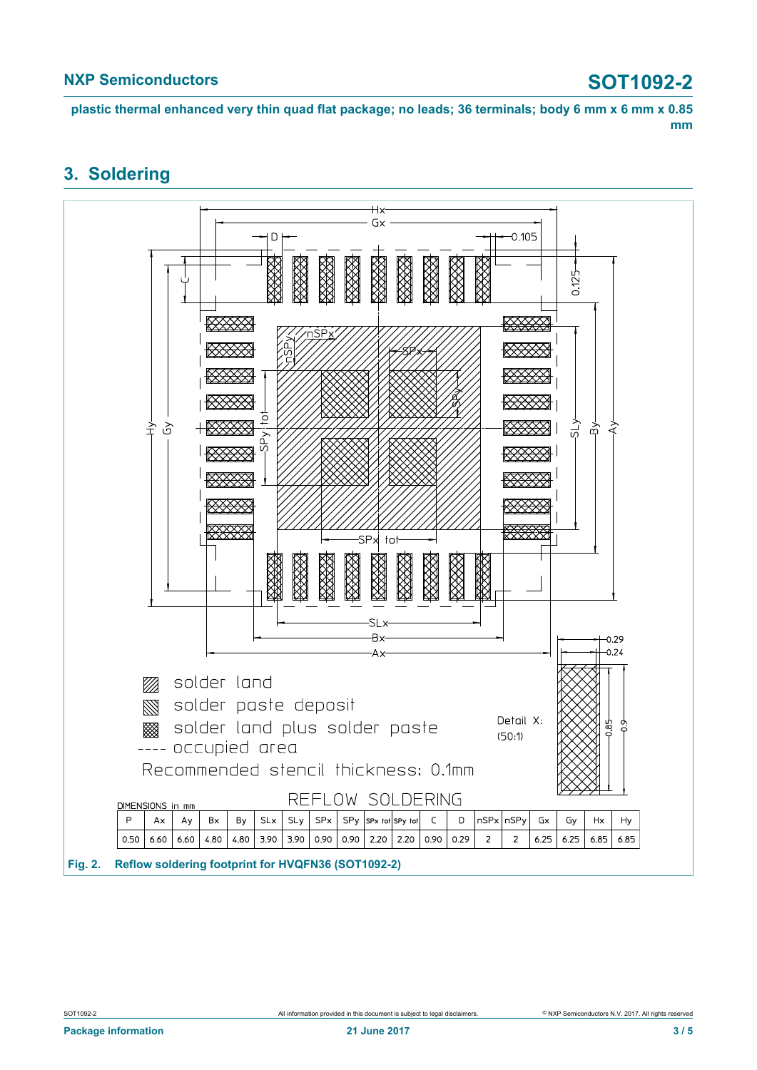## 3. Soldering

solder land

solder paste deposit

solder land plus solder paste

---- occupied area

Recommended stencil thickness: 0.1mm

Detail X: (50:1)

REFLOW SOLDERING

DIMENSIONS in mm

| P | Ax | Ay | Bx | By | SLx | SLy | SPx | SPy | SPx tot | SPy tot | C | D | nSPx | nSPy | Gx | Gy | Hx | Hy |
|---|---|---|---|---|---|---|---|---|---|---|---|---|---|---|---|---|---|---|
| 0.50 | 6.60 | 6.60 | 4.80 | 4.80 | 3.90 | 3.90 | 0.90 | 0.90 | 2.20 | 2.20 | 0.90 | 0.29 | 2 | 2 | 6.25 | 6.25 | 6.85 | 6.85 |

**Fig. 2. Reflow soldering footprint for HVQFN36 (SOT1092-2)**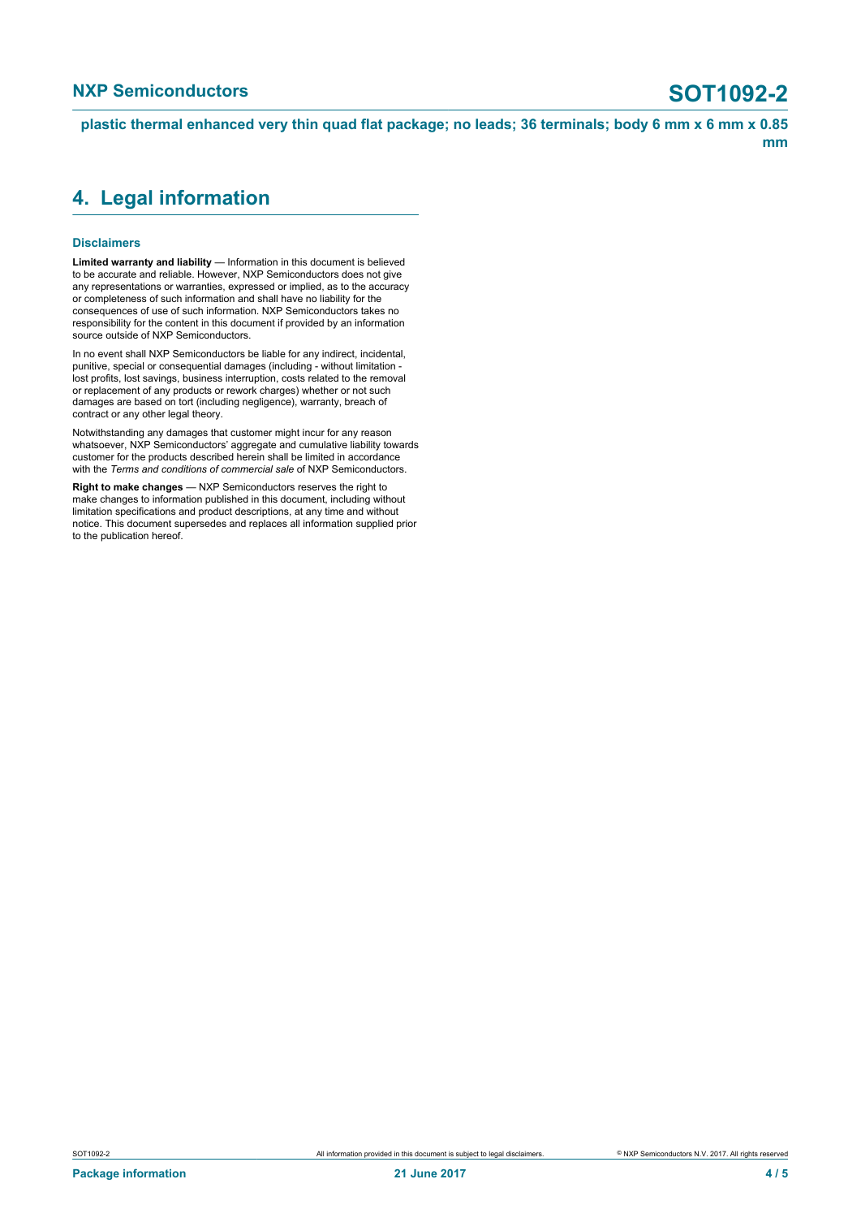## 4. Legal information

### Disclaimers

**Limited warranty and liability** — Information in this document is believed to be accurate and reliable. However, NXP Semiconductors does not give any representations or warranties, expressed or implied, as to the accuracy or completeness of such information and shall have no liability for the consequences of use of such information. NXP Semiconductors takes no responsibility for the content in this document if provided by an information source outside of NXP Semiconductors.

In no event shall NXP Semiconductors be liable for any indirect, incidental, punitive, special or consequential damages (including - without limitation - lost profits, lost savings, business interruption, costs related to the removal or replacement of any products or rework charges) whether or not such damages are based on tort (including negligence), warranty, breach of contract or any other legal theory.

Notwithstanding any damages that customer might incur for any reason whatsoever, NXP Semiconductors' aggregate and cumulative liability towards customer for the products described herein shall be limited in accordance with the *Terms and conditions of commercial sale* of NXP Semiconductors.

**Right to make changes** — NXP Semiconductors reserves the right to make changes to information published in this document, including without limitation specifications and product descriptions, at any time and without notice. This document supersedes and replaces all information supplied prior to the publication hereof.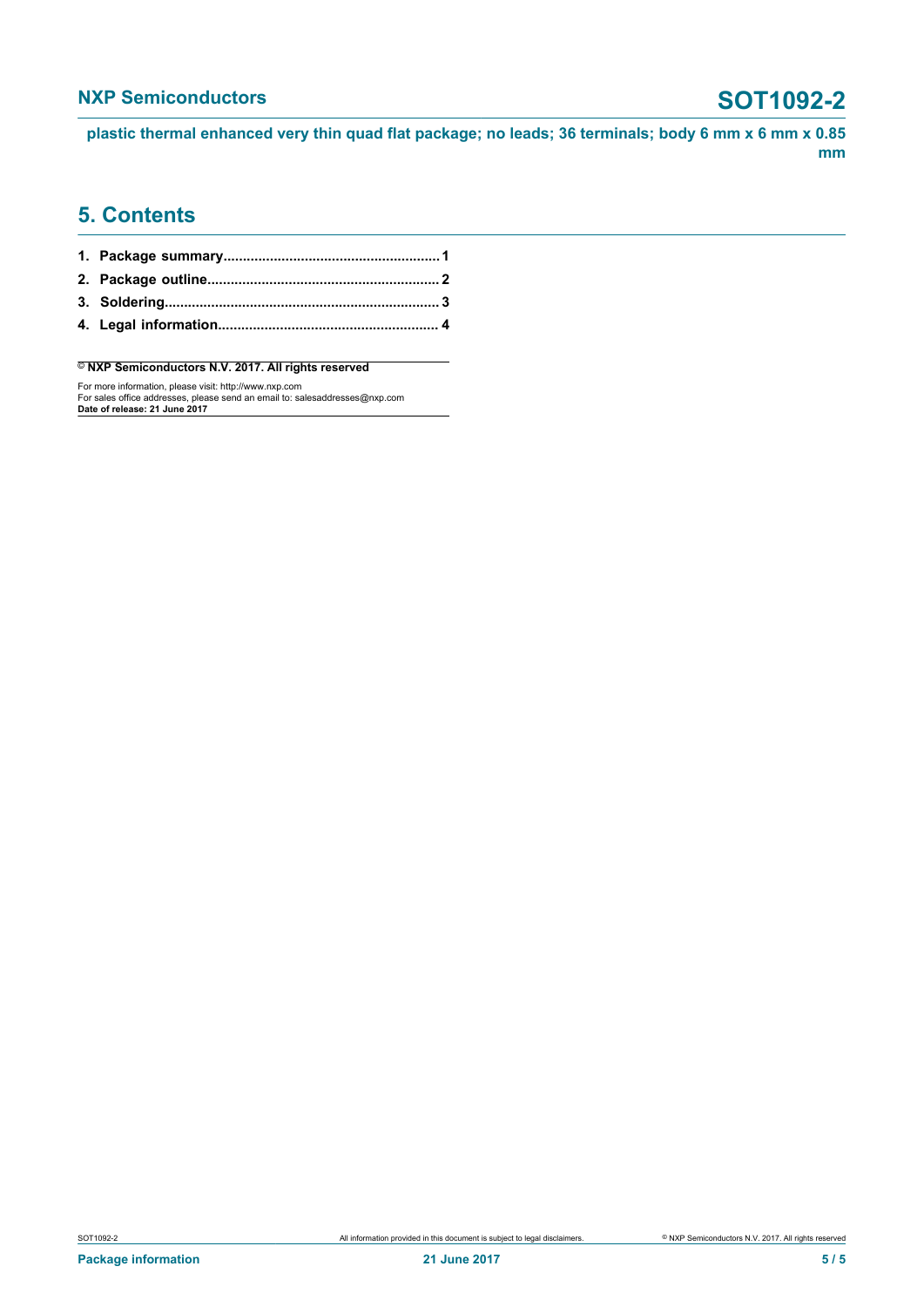## 5. Contents

**1. Package summary....................................................... 1**
**2. Package outline........................................................... 2**
**3. Soldering...................................................................... 3**
**4. Legal information........................................................ 4**

**© NXP Semiconductors N.V. 2017. All rights reserved**

For more information, please visit: http://www.nxp.com
For sales office addresses, please send an email to: salesaddresses@nxp.com
**Date of release: 21 June 2017**